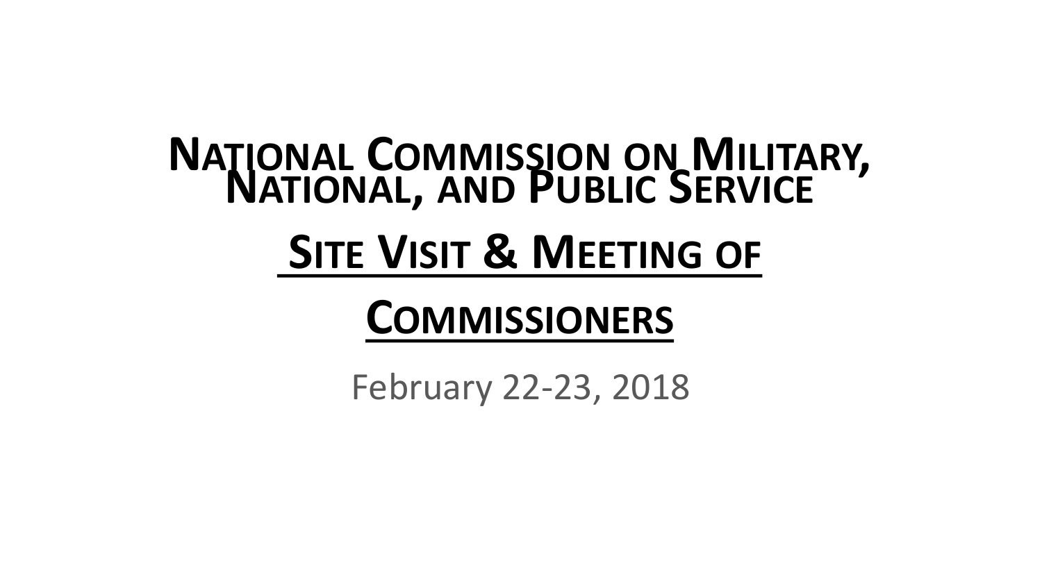# National Commission on Military, National, and Public Service

## Site Visit & Meeting of Commissioners

February 22-23, 2018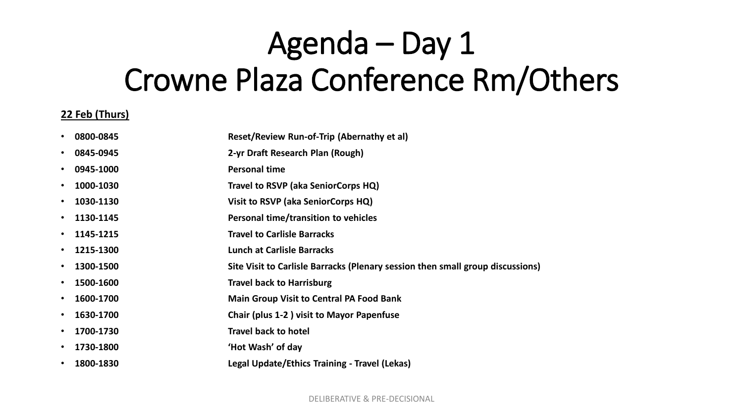# Agenda – Day 1
# Crowne Plaza Conference Rm/Others

**22 Feb (Thurs)**

- **0800-0845** — **Reset/Review Run-of-Trip (Abernathy et al)**
- **0845-0945** — **2-yr Draft Research Plan (Rough)**
- **0945-1000** — **Personal time**
- **1000-1030** — **Travel to RSVP (aka SeniorCorps HQ)**
- **1030-1130** — **Visit to RSVP (aka SeniorCorps HQ)**
- **1130-1145** — **Personal time/transition to vehicles**
- **1145-1215** — **Travel to Carlisle Barracks**
- **1215-1300** — **Lunch at Carlisle Barracks**
- **1300-1500** — **Site Visit to Carlisle Barracks (Plenary session then small group discussions)**
- **1500-1600** — **Travel back to Harrisburg**
- **1600-1700** — **Main Group Visit to Central PA Food Bank**
- **1630-1700** — **Chair (plus 1-2 ) visit to Mayor Papenfuse**
- **1700-1730** — **Travel back to hotel**
- **1730-1800** — **'Hot Wash' of day**
- **1800-1830** — **Legal Update/Ethics Training - Travel (Lekas)**

DELIBERATIVE & PRE-DECISIONAL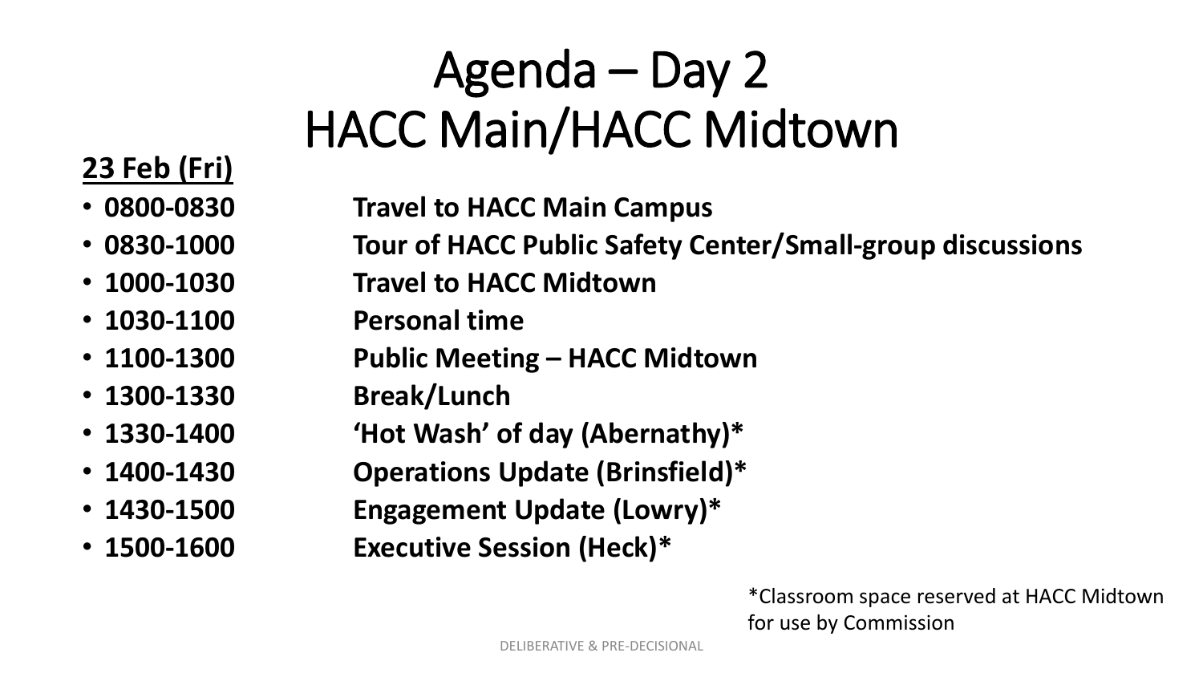# Agenda – Day 2
# HACC Main/HACC Midtown

**23 Feb (Fri)**

- **0800-0830** **Travel to HACC Main Campus**
- **0830-1000** **Tour of HACC Public Safety Center/Small-group discussions**
- **1000-1030** **Travel to HACC Midtown**
- **1030-1100** **Personal time**
- **1100-1300** **Public Meeting – HACC Midtown**
- **1300-1330** **Break/Lunch**
- **1330-1400** **'Hot Wash' of day (Abernathy)***
- **1400-1430** **Operations Update (Brinsfield)***
- **1430-1500** **Engagement Update (Lowry)***
- **1500-1600** **Executive Session (Heck)***

*Classroom space reserved at HACC Midtown for use by Commission

DELIBERATIVE & PRE-DECISIONAL